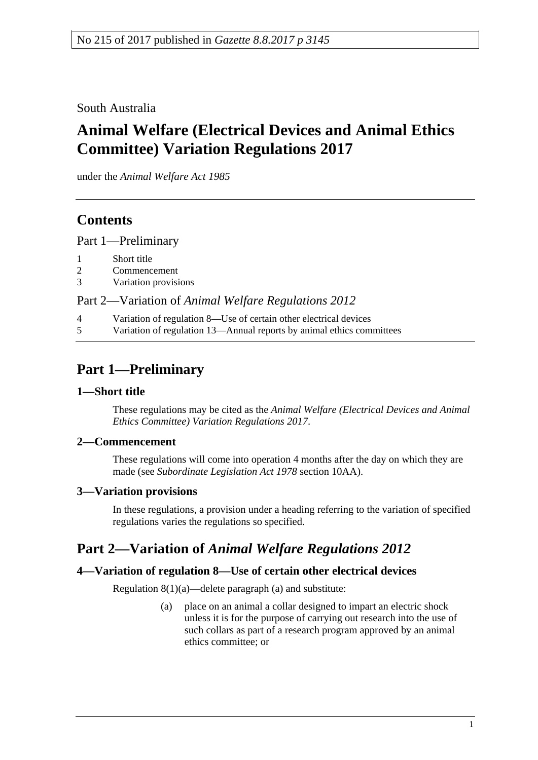No 215 of 2017 published in *Gazette 8.8.2017 p 3145*

South Australia

# Animal Welfare (Electrical Devices and Animal Ethics Committee) Variation Regulations 2017

under the *Animal Welfare Act 1985*

## Contents

Part 1—Preliminary

1 Short title
2 Commencement
3 Variation provisions

Part 2—Variation of *Animal Welfare Regulations 2012*

4 Variation of regulation 8—Use of certain other electrical devices
5 Variation of regulation 13—Annual reports by animal ethics committees

## Part 1—Preliminary

### 1—Short title

These regulations may be cited as the *Animal Welfare (Electrical Devices and Animal Ethics Committee) Variation Regulations 2017*.

### 2—Commencement

These regulations will come into operation 4 months after the day on which they are made (see *Subordinate Legislation Act 1978* section 10AA).

### 3—Variation provisions

In these regulations, a provision under a heading referring to the variation of specified regulations varies the regulations so specified.

## Part 2—Variation of *Animal Welfare Regulations 2012*

### 4—Variation of regulation 8—Use of certain other electrical devices

Regulation 8(1)(a)—delete paragraph (a) and substitute:

(a) place on an animal a collar designed to impart an electric shock unless it is for the purpose of carrying out research into the use of such collars as part of a research program approved by an animal ethics committee; or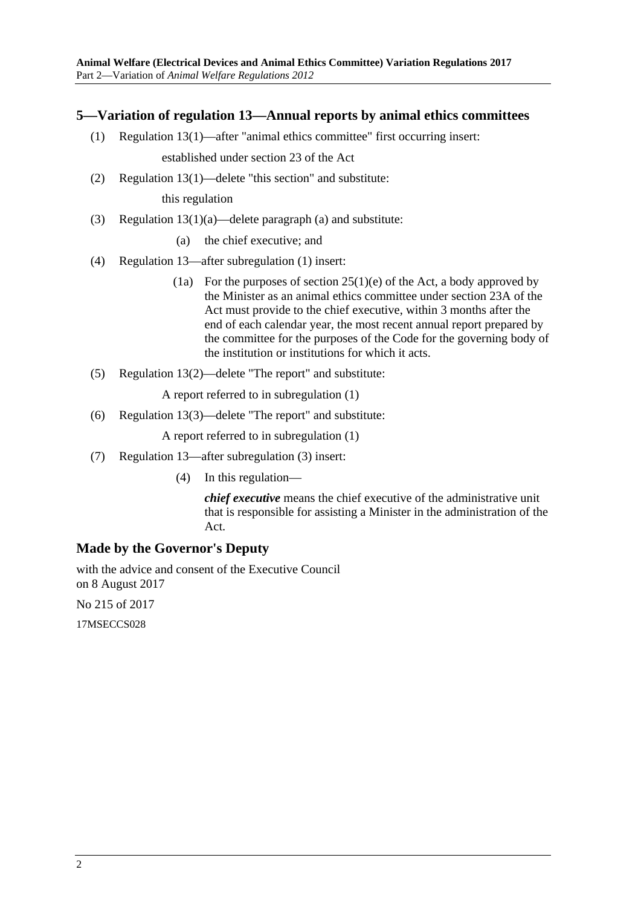## 5—Variation of regulation 13—Annual reports by animal ethics committees

(1) Regulation 13(1)—after "animal ethics committee" first occurring insert:

established under section 23 of the Act

(2) Regulation 13(1)—delete "this section" and substitute:

this regulation

(3) Regulation 13(1)(a)—delete paragraph (a) and substitute:

(a) the chief executive; and

(4) Regulation 13—after subregulation (1) insert:

(1a) For the purposes of section 25(1)(e) of the Act, a body approved by the Minister as an animal ethics committee under section 23A of the Act must provide to the chief executive, within 3 months after the end of each calendar year, the most recent annual report prepared by the committee for the purposes of the Code for the governing body of the institution or institutions for which it acts.

(5) Regulation 13(2)—delete "The report" and substitute:

A report referred to in subregulation (1)

(6) Regulation 13(3)—delete "The report" and substitute:

A report referred to in subregulation (1)

(7) Regulation 13—after subregulation (3) insert:

(4) In this regulation—

***chief executive*** means the chief executive of the administrative unit that is responsible for assisting a Minister in the administration of the Act.

## Made by the Governor's Deputy

with the advice and consent of the Executive Council
on 8 August 2017

No 215 of 2017

17MSECCS028